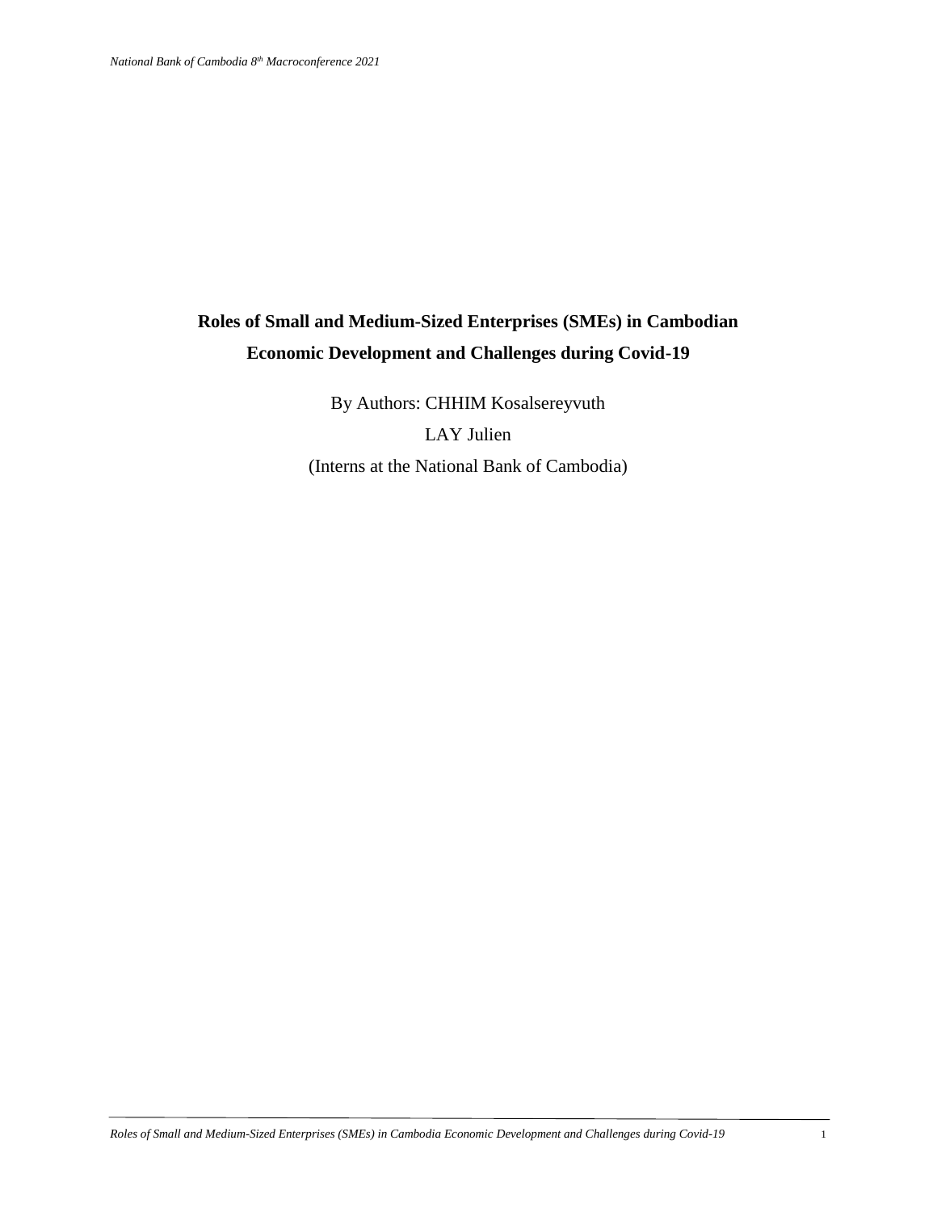# Roles of Small and Medium-Sized Enterprises (SMEs) in Cambodian Economic Development and Challenges during Covid-19

By Authors: CHHIM Kosalsereyvuth

LAY Julien

(Interns at the National Bank of Cambodia)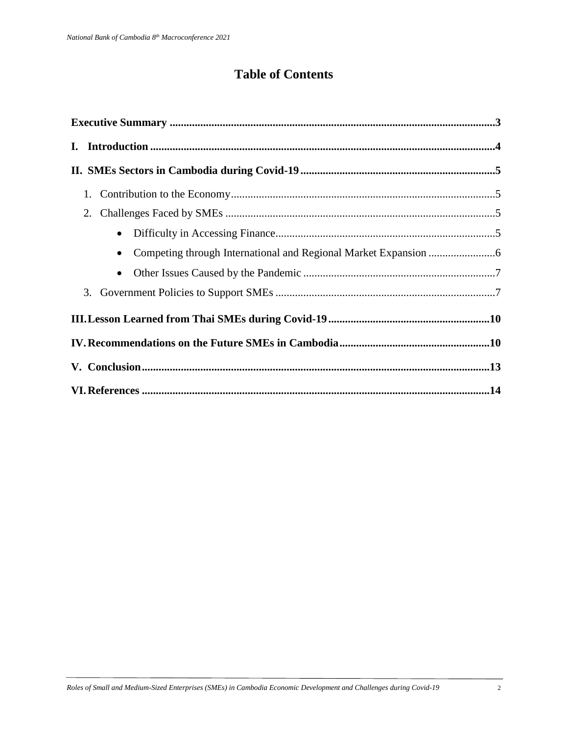# Table of Contents

**Executive Summary** ....................................................................................................................3

**I. Introduction** ..........................................................................................................................4

**II. SMEs Sectors in Cambodia during Covid-19** ......................................................................5

1. Contribution to the Economy..............................................................................................5
2. Challenges Faced by SMEs ................................................................................................5
    - Difficulty in Accessing Finance...............................................................................5
    - Competing through International and Regional Market Expansion ........................6
    - Other Issues Caused by the Pandemic .....................................................................7
3. Government Policies to Support SMEs ...............................................................................7

**III. Lesson Learned from Thai SMEs during Covid-19** ..........................................................10

**IV. Recommendations on the Future SMEs in Cambodia** ......................................................10

**V. Conclusion** ............................................................................................................................13

**VI. References** ...........................................................................................................................14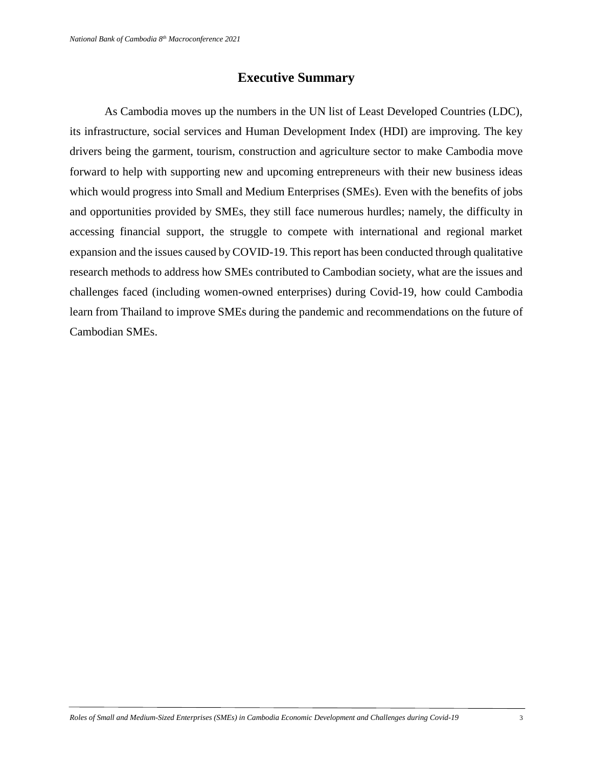# Executive Summary

As Cambodia moves up the numbers in the UN list of Least Developed Countries (LDC), its infrastructure, social services and Human Development Index (HDI) are improving. The key drivers being the garment, tourism, construction and agriculture sector to make Cambodia move forward to help with supporting new and upcoming entrepreneurs with their new business ideas which would progress into Small and Medium Enterprises (SMEs). Even with the benefits of jobs and opportunities provided by SMEs, they still face numerous hurdles; namely, the difficulty in accessing financial support, the struggle to compete with international and regional market expansion and the issues caused by COVID-19. This report has been conducted through qualitative research methods to address how SMEs contributed to Cambodian society, what are the issues and challenges faced (including women-owned enterprises) during Covid-19, how could Cambodia learn from Thailand to improve SMEs during the pandemic and recommendations on the future of Cambodian SMEs.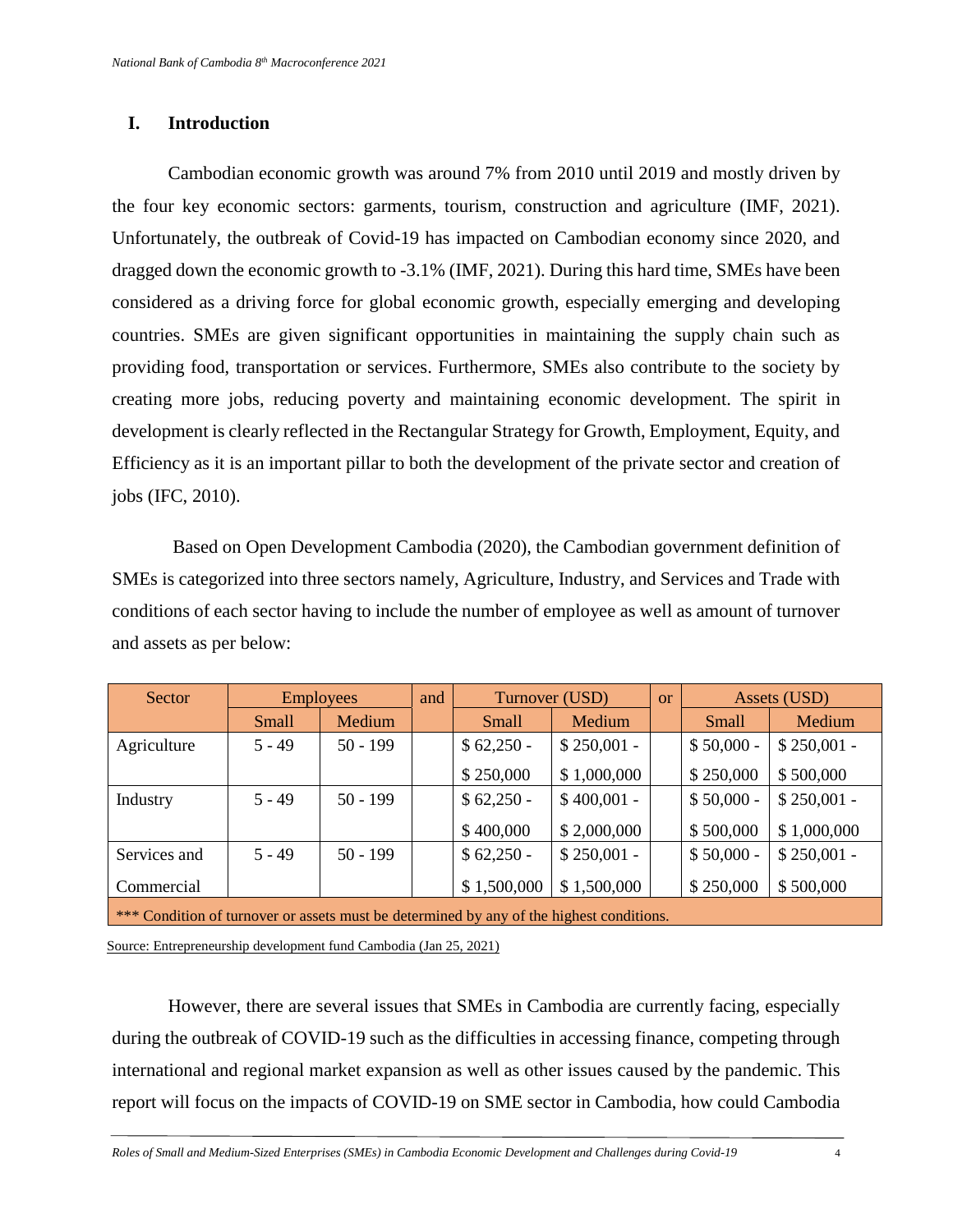## I. Introduction

Cambodian economic growth was around 7% from 2010 until 2019 and mostly driven by the four key economic sectors: garments, tourism, construction and agriculture (IMF, 2021). Unfortunately, the outbreak of Covid-19 has impacted on Cambodian economy since 2020, and dragged down the economic growth to -3.1% (IMF, 2021). During this hard time, SMEs have been considered as a driving force for global economic growth, especially emerging and developing countries. SMEs are given significant opportunities in maintaining the supply chain such as providing food, transportation or services. Furthermore, SMEs also contribute to the society by creating more jobs, reducing poverty and maintaining economic development. The spirit in development is clearly reflected in the Rectangular Strategy for Growth, Employment, Equity, and Efficiency as it is an important pillar to both the development of the private sector and creation of jobs (IFC, 2010).

Based on Open Development Cambodia (2020), the Cambodian government definition of SMEs is categorized into three sectors namely, Agriculture, Industry, and Services and Trade with conditions of each sector having to include the number of employee as well as amount of turnover and assets as per below:

| Sector | Employees | | and | Turnover (USD) | | or | Assets (USD) | |
|---|---|---|---|---|---|---|---|---|
| | Small | Medium | | Small | Medium | | Small | Medium |
| Agriculture | 5 - 49 | 50 - 199 | | $ 62,250 - $ 250,000 | $ 250,001 - $ 1,000,000 | | $ 50,000 - $ 250,000 | $ 250,001 - $ 500,000 |
| Industry | 5 - 49 | 50 - 199 | | $ 62,250 - $ 400,000 | $ 400,001 - $ 2,000,000 | | $ 50,000 - $ 500,000 | $ 250,001 - $ 1,000,000 |
| Services and Commercial | 5 - 49 | 50 - 199 | | $ 62,250 - $ 1,500,000 | $ 250,001 - $ 1,500,000 | | $ 50,000 - $ 250,000 | $ 250,001 - $ 500,000 |
| *** Condition of turnover or assets must be determined by any of the highest conditions. | | | | | | | | |

Source: Entrepreneurship development fund Cambodia (Jan 25, 2021)

However, there are several issues that SMEs in Cambodia are currently facing, especially during the outbreak of COVID-19 such as the difficulties in accessing finance, competing through international and regional market expansion as well as other issues caused by the pandemic. This report will focus on the impacts of COVID-19 on SME sector in Cambodia, how could Cambodia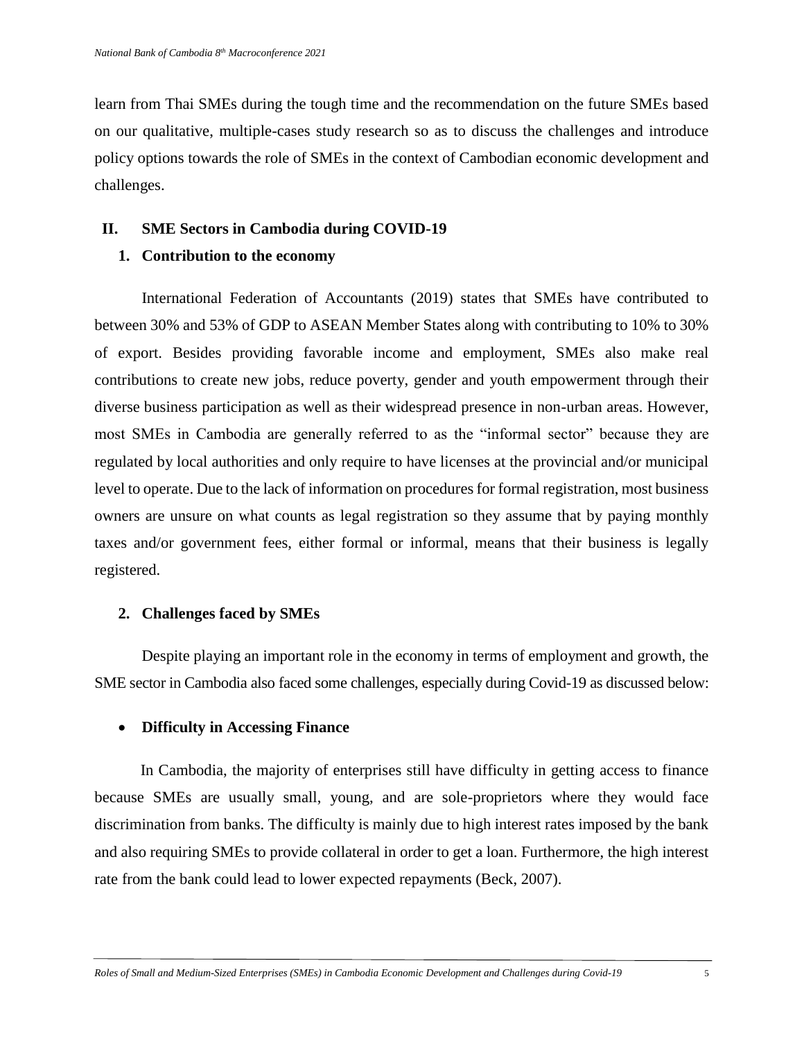learn from Thai SMEs during the tough time and the recommendation on the future SMEs based on our qualitative, multiple-cases study research so as to discuss the challenges and introduce policy options towards the role of SMEs in the context of Cambodian economic development and challenges.

## II. SME Sectors in Cambodia during COVID-19

### 1. Contribution to the economy

International Federation of Accountants (2019) states that SMEs have contributed to between 30% and 53% of GDP to ASEAN Member States along with contributing to 10% to 30% of export. Besides providing favorable income and employment, SMEs also make real contributions to create new jobs, reduce poverty, gender and youth empowerment through their diverse business participation as well as their widespread presence in non-urban areas. However, most SMEs in Cambodia are generally referred to as the "informal sector" because they are regulated by local authorities and only require to have licenses at the provincial and/or municipal level to operate. Due to the lack of information on procedures for formal registration, most business owners are unsure on what counts as legal registration so they assume that by paying monthly taxes and/or government fees, either formal or informal, means that their business is legally registered.

### 2. Challenges faced by SMEs

Despite playing an important role in the economy in terms of employment and growth, the SME sector in Cambodia also faced some challenges, especially during Covid-19 as discussed below:

- **Difficulty in Accessing Finance**

In Cambodia, the majority of enterprises still have difficulty in getting access to finance because SMEs are usually small, young, and are sole-proprietors where they would face discrimination from banks. The difficulty is mainly due to high interest rates imposed by the bank and also requiring SMEs to provide collateral in order to get a loan. Furthermore, the high interest rate from the bank could lead to lower expected repayments (Beck, 2007).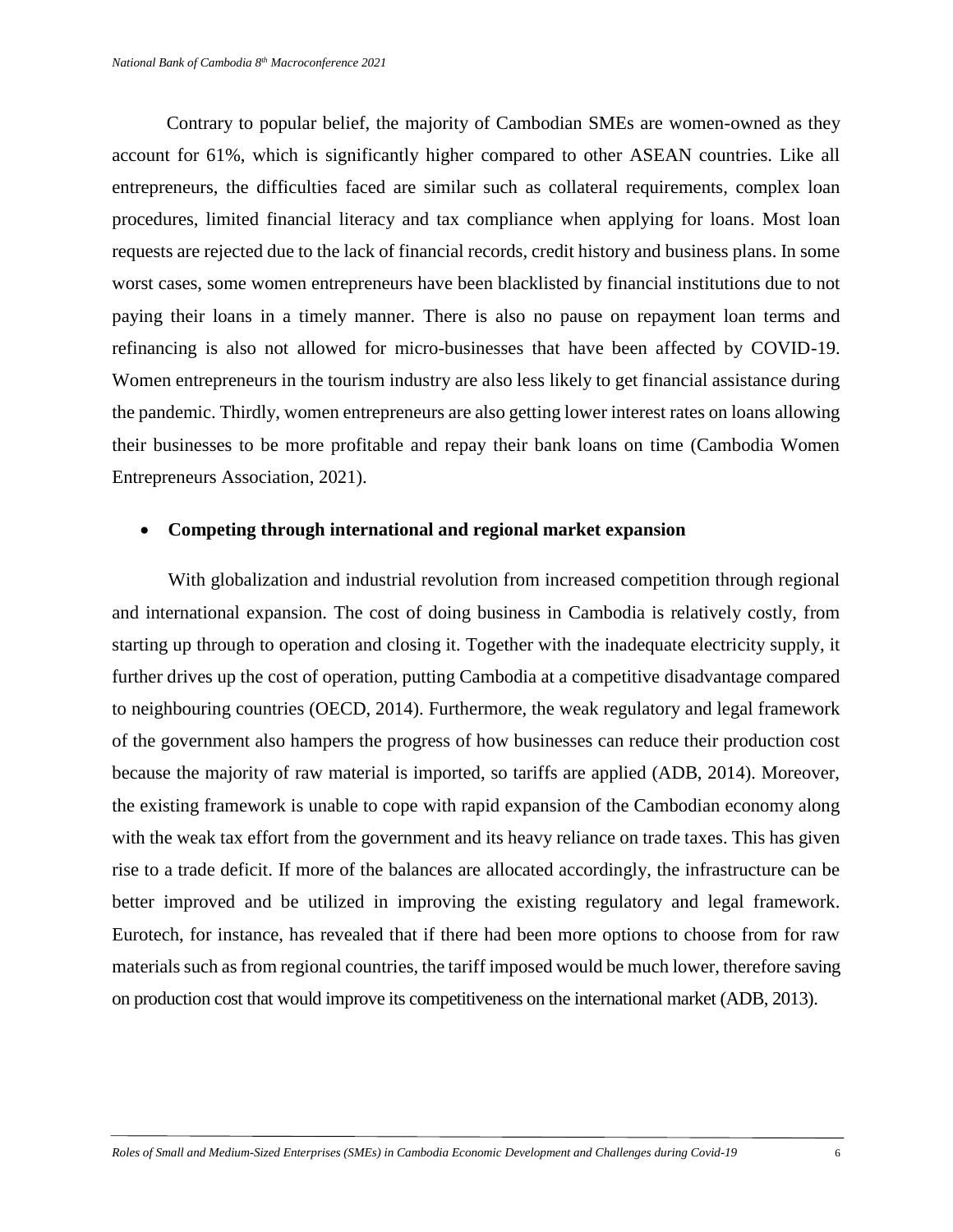Contrary to popular belief, the majority of Cambodian SMEs are women-owned as they account for 61%, which is significantly higher compared to other ASEAN countries. Like all entrepreneurs, the difficulties faced are similar such as collateral requirements, complex loan procedures, limited financial literacy and tax compliance when applying for loans. Most loan requests are rejected due to the lack of financial records, credit history and business plans. In some worst cases, some women entrepreneurs have been blacklisted by financial institutions due to not paying their loans in a timely manner. There is also no pause on repayment loan terms and refinancing is also not allowed for micro-businesses that have been affected by COVID-19. Women entrepreneurs in the tourism industry are also less likely to get financial assistance during the pandemic. Thirdly, women entrepreneurs are also getting lower interest rates on loans allowing their businesses to be more profitable and repay their bank loans on time (Cambodia Women Entrepreneurs Association, 2021).

- **Competing through international and regional market expansion**

With globalization and industrial revolution from increased competition through regional and international expansion. The cost of doing business in Cambodia is relatively costly, from starting up through to operation and closing it. Together with the inadequate electricity supply, it further drives up the cost of operation, putting Cambodia at a competitive disadvantage compared to neighbouring countries (OECD, 2014). Furthermore, the weak regulatory and legal framework of the government also hampers the progress of how businesses can reduce their production cost because the majority of raw material is imported, so tariffs are applied (ADB, 2014). Moreover, the existing framework is unable to cope with rapid expansion of the Cambodian economy along with the weak tax effort from the government and its heavy reliance on trade taxes. This has given rise to a trade deficit. If more of the balances are allocated accordingly, the infrastructure can be better improved and be utilized in improving the existing regulatory and legal framework. Eurotech, for instance, has revealed that if there had been more options to choose from for raw materials such as from regional countries, the tariff imposed would be much lower, therefore saving on production cost that would improve its competitiveness on the international market (ADB, 2013).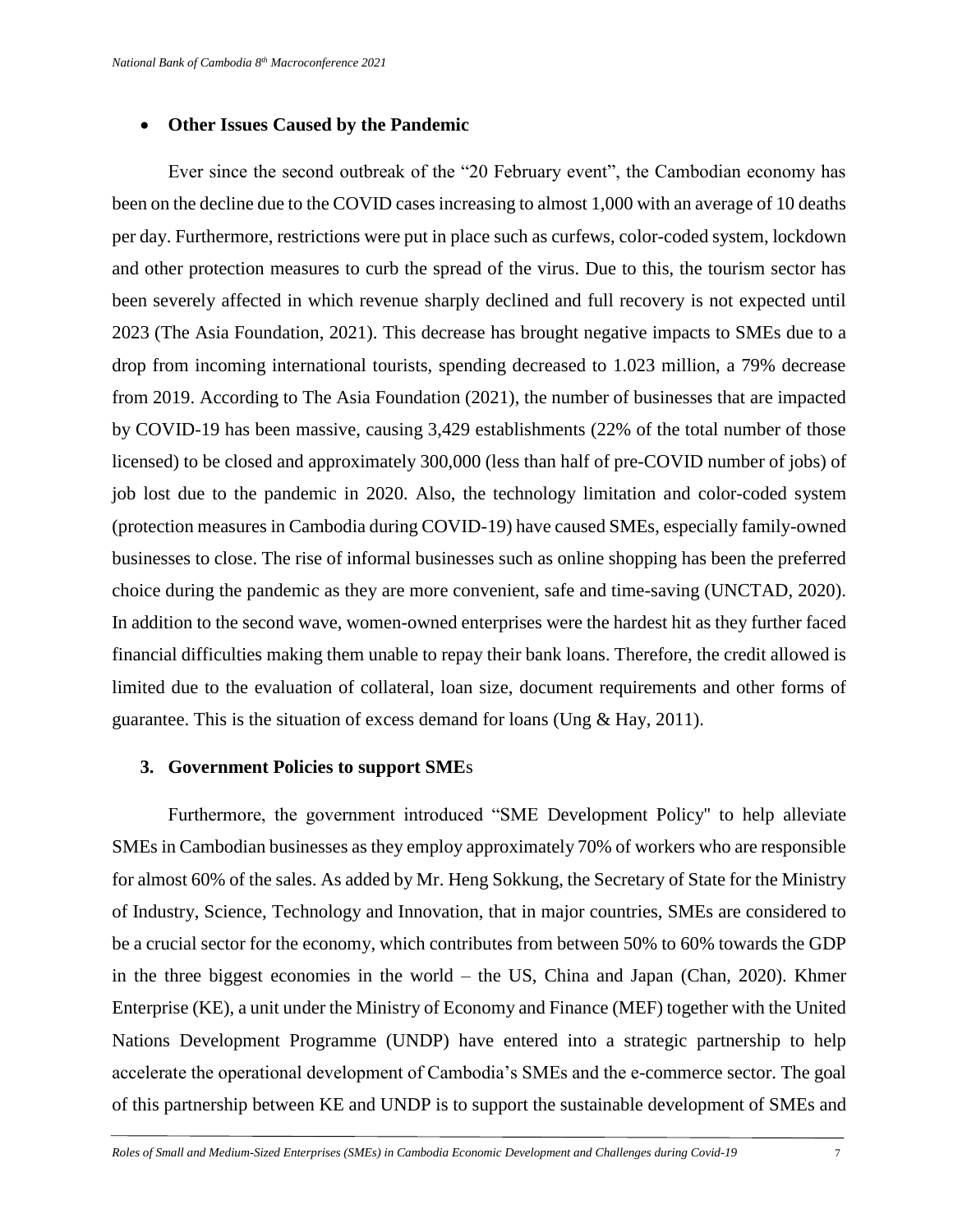- **Other Issues Caused by the Pandemic**

Ever since the second outbreak of the "20 February event", the Cambodian economy has been on the decline due to the COVID cases increasing to almost 1,000 with an average of 10 deaths per day. Furthermore, restrictions were put in place such as curfews, color-coded system, lockdown and other protection measures to curb the spread of the virus. Due to this, the tourism sector has been severely affected in which revenue sharply declined and full recovery is not expected until 2023 (The Asia Foundation, 2021). This decrease has brought negative impacts to SMEs due to a drop from incoming international tourists, spending decreased to 1.023 million, a 79% decrease from 2019. According to The Asia Foundation (2021), the number of businesses that are impacted by COVID-19 has been massive, causing 3,429 establishments (22% of the total number of those licensed) to be closed and approximately 300,000 (less than half of pre-COVID number of jobs) of job lost due to the pandemic in 2020. Also, the technology limitation and color-coded system (protection measures in Cambodia during COVID-19) have caused SMEs, especially family-owned businesses to close. The rise of informal businesses such as online shopping has been the preferred choice during the pandemic as they are more convenient, safe and time-saving (UNCTAD, 2020). In addition to the second wave, women-owned enterprises were the hardest hit as they further faced financial difficulties making them unable to repay their bank loans. Therefore, the credit allowed is limited due to the evaluation of collateral, loan size, document requirements and other forms of guarantee. This is the situation of excess demand for loans (Ung & Hay, 2011).

## 3. Government Policies to support SMEs

Furthermore, the government introduced "SME Development Policy" to help alleviate SMEs in Cambodian businesses as they employ approximately 70% of workers who are responsible for almost 60% of the sales. As added by Mr. Heng Sokkung, the Secretary of State for the Ministry of Industry, Science, Technology and Innovation, that in major countries, SMEs are considered to be a crucial sector for the economy, which contributes from between 50% to 60% towards the GDP in the three biggest economies in the world – the US, China and Japan (Chan, 2020). Khmer Enterprise (KE), a unit under the Ministry of Economy and Finance (MEF) together with the United Nations Development Programme (UNDP) have entered into a strategic partnership to help accelerate the operational development of Cambodia's SMEs and the e-commerce sector. The goal of this partnership between KE and UNDP is to support the sustainable development of SMEs and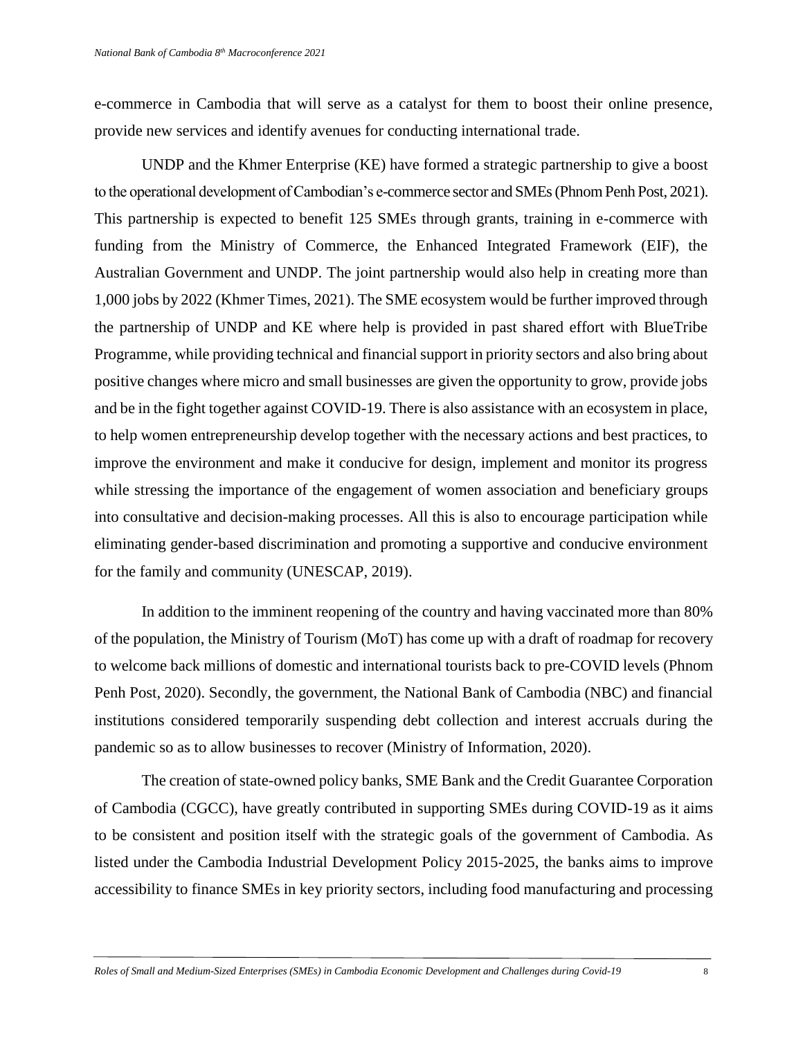e-commerce in Cambodia that will serve as a catalyst for them to boost their online presence, provide new services and identify avenues for conducting international trade.

UNDP and the Khmer Enterprise (KE) have formed a strategic partnership to give a boost to the operational development of Cambodian's e-commerce sector and SMEs (Phnom Penh Post, 2021). This partnership is expected to benefit 125 SMEs through grants, training in e-commerce with funding from the Ministry of Commerce, the Enhanced Integrated Framework (EIF), the Australian Government and UNDP. The joint partnership would also help in creating more than 1,000 jobs by 2022 (Khmer Times, 2021). The SME ecosystem would be further improved through the partnership of UNDP and KE where help is provided in past shared effort with BlueTribe Programme, while providing technical and financial support in priority sectors and also bring about positive changes where micro and small businesses are given the opportunity to grow, provide jobs and be in the fight together against COVID-19. There is also assistance with an ecosystem in place, to help women entrepreneurship develop together with the necessary actions and best practices, to improve the environment and make it conducive for design, implement and monitor its progress while stressing the importance of the engagement of women association and beneficiary groups into consultative and decision-making processes. All this is also to encourage participation while eliminating gender-based discrimination and promoting a supportive and conducive environment for the family and community (UNESCAP, 2019).

In addition to the imminent reopening of the country and having vaccinated more than 80% of the population, the Ministry of Tourism (MoT) has come up with a draft of roadmap for recovery to welcome back millions of domestic and international tourists back to pre-COVID levels (Phnom Penh Post, 2020). Secondly, the government, the National Bank of Cambodia (NBC) and financial institutions considered temporarily suspending debt collection and interest accruals during the pandemic so as to allow businesses to recover (Ministry of Information, 2020).

The creation of state-owned policy banks, SME Bank and the Credit Guarantee Corporation of Cambodia (CGCC), have greatly contributed in supporting SMEs during COVID-19 as it aims to be consistent and position itself with the strategic goals of the government of Cambodia. As listed under the Cambodia Industrial Development Policy 2015-2025, the banks aims to improve accessibility to finance SMEs in key priority sectors, including food manufacturing and processing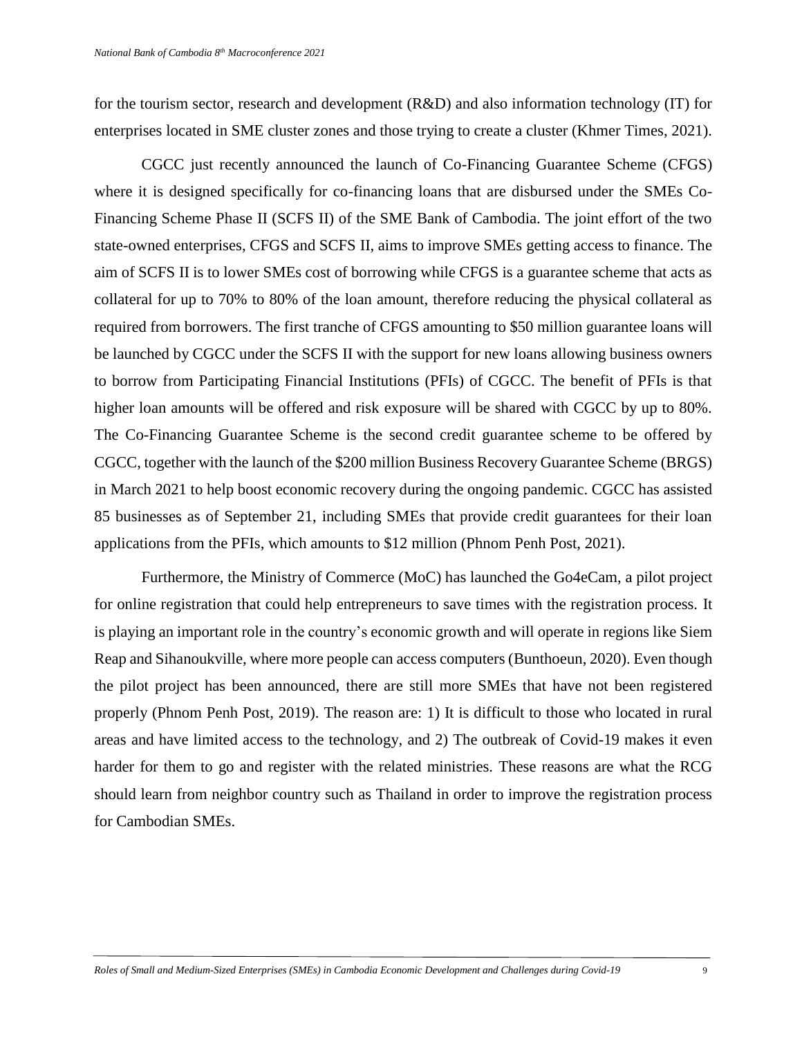for the tourism sector, research and development (R&D) and also information technology (IT) for enterprises located in SME cluster zones and those trying to create a cluster (Khmer Times, 2021).

CGCC just recently announced the launch of Co-Financing Guarantee Scheme (CFGS) where it is designed specifically for co-financing loans that are disbursed under the SMEs Co-Financing Scheme Phase II (SCFS II) of the SME Bank of Cambodia. The joint effort of the two state-owned enterprises, CFGS and SCFS II, aims to improve SMEs getting access to finance. The aim of SCFS II is to lower SMEs cost of borrowing while CFGS is a guarantee scheme that acts as collateral for up to 70% to 80% of the loan amount, therefore reducing the physical collateral as required from borrowers. The first tranche of CFGS amounting to $50 million guarantee loans will be launched by CGCC under the SCFS II with the support for new loans allowing business owners to borrow from Participating Financial Institutions (PFIs) of CGCC. The benefit of PFIs is that higher loan amounts will be offered and risk exposure will be shared with CGCC by up to 80%. The Co-Financing Guarantee Scheme is the second credit guarantee scheme to be offered by CGCC, together with the launch of the $200 million Business Recovery Guarantee Scheme (BRGS) in March 2021 to help boost economic recovery during the ongoing pandemic. CGCC has assisted 85 businesses as of September 21, including SMEs that provide credit guarantees for their loan applications from the PFIs, which amounts to $12 million (Phnom Penh Post, 2021).

Furthermore, the Ministry of Commerce (MoC) has launched the Go4eCam, a pilot project for online registration that could help entrepreneurs to save times with the registration process. It is playing an important role in the country's economic growth and will operate in regions like Siem Reap and Sihanoukville, where more people can access computers (Bunthoeun, 2020). Even though the pilot project has been announced, there are still more SMEs that have not been registered properly (Phnom Penh Post, 2019). The reason are: 1) It is difficult to those who located in rural areas and have limited access to the technology, and 2) The outbreak of Covid-19 makes it even harder for them to go and register with the related ministries. These reasons are what the RCG should learn from neighbor country such as Thailand in order to improve the registration process for Cambodian SMEs.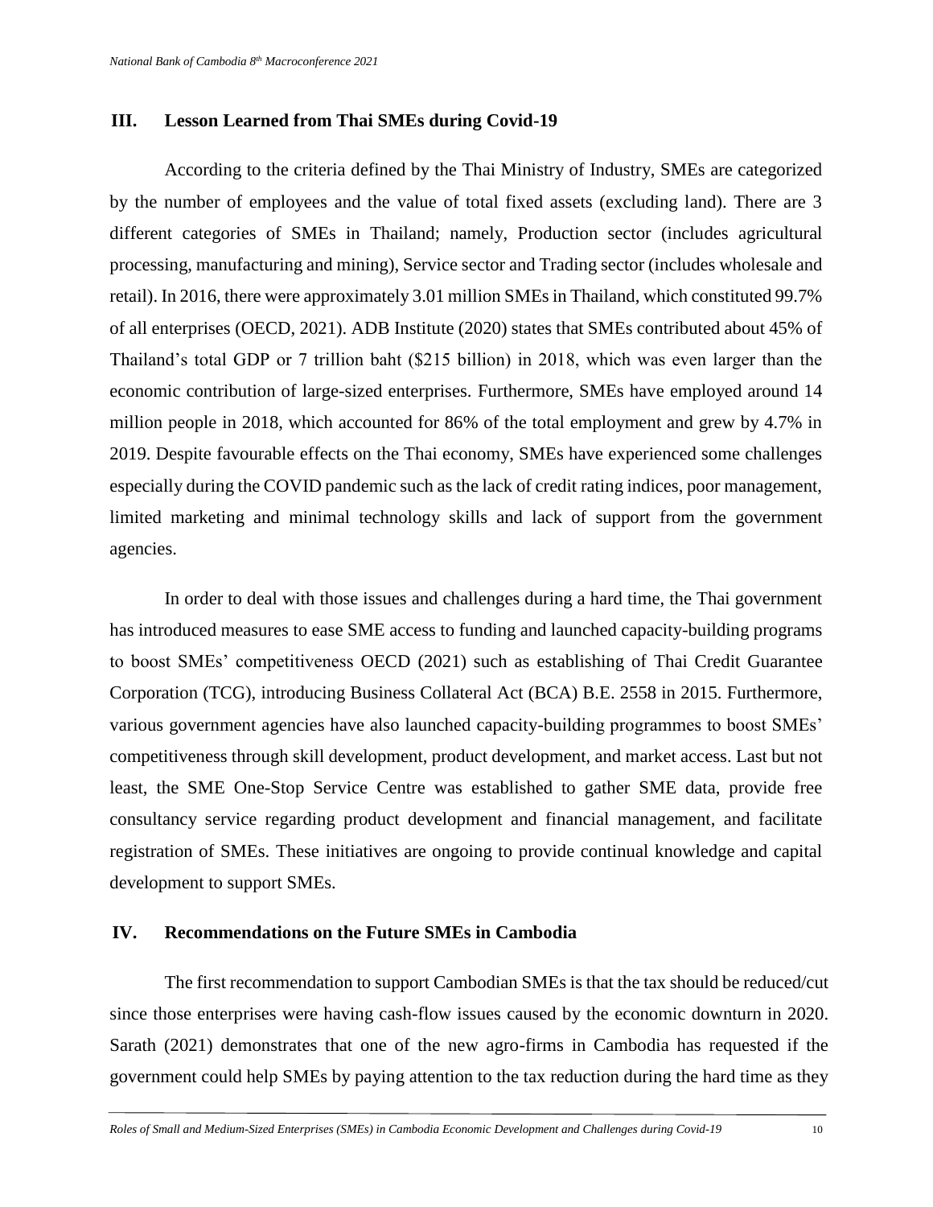## III. Lesson Learned from Thai SMEs during Covid-19

According to the criteria defined by the Thai Ministry of Industry, SMEs are categorized by the number of employees and the value of total fixed assets (excluding land). There are 3 different categories of SMEs in Thailand; namely, Production sector (includes agricultural processing, manufacturing and mining), Service sector and Trading sector (includes wholesale and retail). In 2016, there were approximately 3.01 million SMEs in Thailand, which constituted 99.7% of all enterprises (OECD, 2021). ADB Institute (2020) states that SMEs contributed about 45% of Thailand's total GDP or 7 trillion baht ($215 billion) in 2018, which was even larger than the economic contribution of large-sized enterprises. Furthermore, SMEs have employed around 14 million people in 2018, which accounted for 86% of the total employment and grew by 4.7% in 2019. Despite favourable effects on the Thai economy, SMEs have experienced some challenges especially during the COVID pandemic such as the lack of credit rating indices, poor management, limited marketing and minimal technology skills and lack of support from the government agencies.

In order to deal with those issues and challenges during a hard time, the Thai government has introduced measures to ease SME access to funding and launched capacity-building programs to boost SMEs' competitiveness OECD (2021) such as establishing of Thai Credit Guarantee Corporation (TCG), introducing Business Collateral Act (BCA) B.E. 2558 in 2015. Furthermore, various government agencies have also launched capacity-building programmes to boost SMEs' competitiveness through skill development, product development, and market access. Last but not least, the SME One-Stop Service Centre was established to gather SME data, provide free consultancy service regarding product development and financial management, and facilitate registration of SMEs. These initiatives are ongoing to provide continual knowledge and capital development to support SMEs.

## IV. Recommendations on the Future SMEs in Cambodia

The first recommendation to support Cambodian SMEs is that the tax should be reduced/cut since those enterprises were having cash-flow issues caused by the economic downturn in 2020. Sarath (2021) demonstrates that one of the new agro-firms in Cambodia has requested if the government could help SMEs by paying attention to the tax reduction during the hard time as they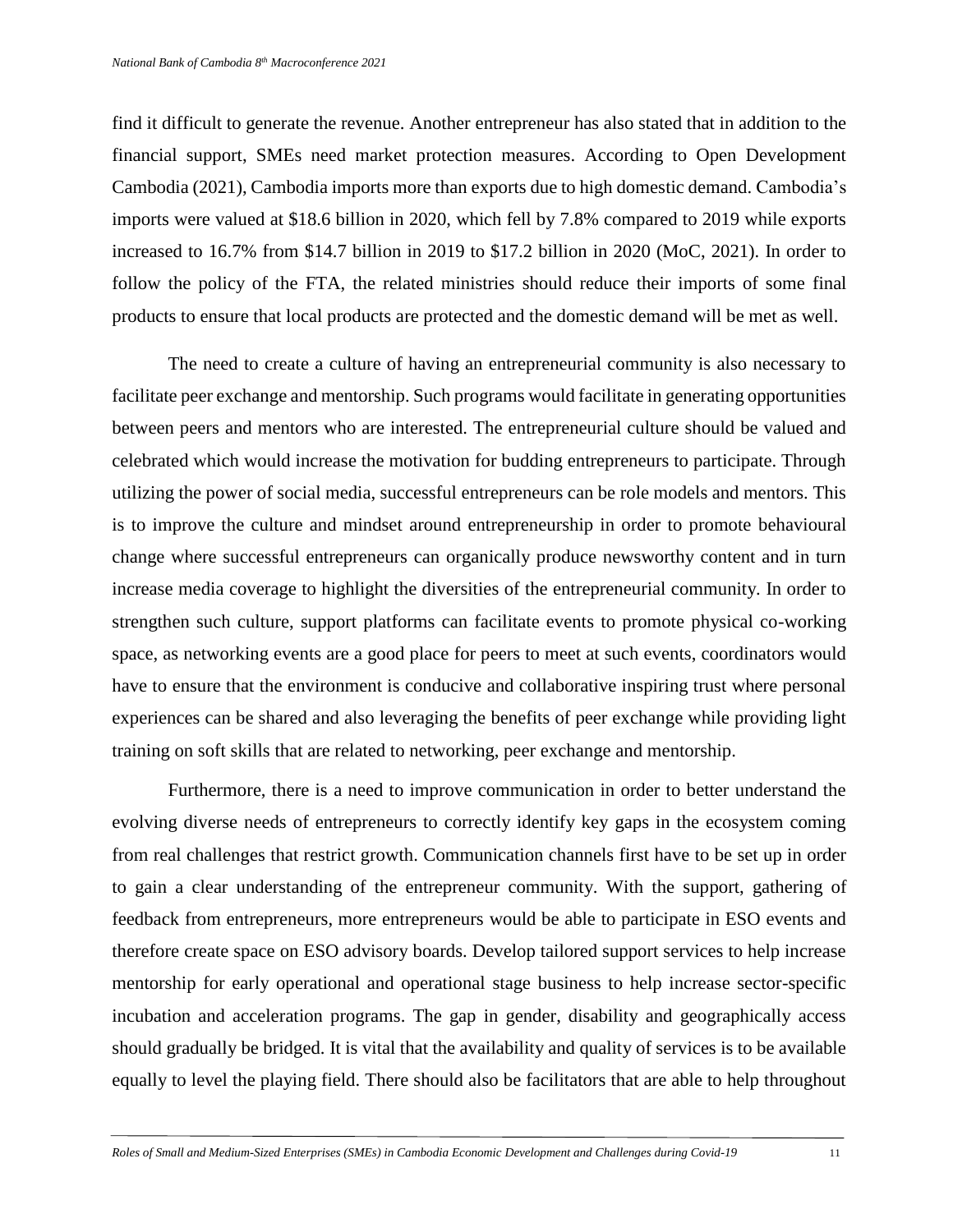find it difficult to generate the revenue. Another entrepreneur has also stated that in addition to the financial support, SMEs need market protection measures. According to Open Development Cambodia (2021), Cambodia imports more than exports due to high domestic demand. Cambodia's imports were valued at $18.6 billion in 2020, which fell by 7.8% compared to 2019 while exports increased to 16.7% from $14.7 billion in 2019 to $17.2 billion in 2020 (MoC, 2021). In order to follow the policy of the FTA, the related ministries should reduce their imports of some final products to ensure that local products are protected and the domestic demand will be met as well.

The need to create a culture of having an entrepreneurial community is also necessary to facilitate peer exchange and mentorship. Such programs would facilitate in generating opportunities between peers and mentors who are interested. The entrepreneurial culture should be valued and celebrated which would increase the motivation for budding entrepreneurs to participate. Through utilizing the power of social media, successful entrepreneurs can be role models and mentors. This is to improve the culture and mindset around entrepreneurship in order to promote behavioural change where successful entrepreneurs can organically produce newsworthy content and in turn increase media coverage to highlight the diversities of the entrepreneurial community. In order to strengthen such culture, support platforms can facilitate events to promote physical co-working space, as networking events are a good place for peers to meet at such events, coordinators would have to ensure that the environment is conducive and collaborative inspiring trust where personal experiences can be shared and also leveraging the benefits of peer exchange while providing light training on soft skills that are related to networking, peer exchange and mentorship.

Furthermore, there is a need to improve communication in order to better understand the evolving diverse needs of entrepreneurs to correctly identify key gaps in the ecosystem coming from real challenges that restrict growth. Communication channels first have to be set up in order to gain a clear understanding of the entrepreneur community. With the support, gathering of feedback from entrepreneurs, more entrepreneurs would be able to participate in ESO events and therefore create space on ESO advisory boards. Develop tailored support services to help increase mentorship for early operational and operational stage business to help increase sector-specific incubation and acceleration programs. The gap in gender, disability and geographically access should gradually be bridged. It is vital that the availability and quality of services is to be available equally to level the playing field. There should also be facilitators that are able to help throughout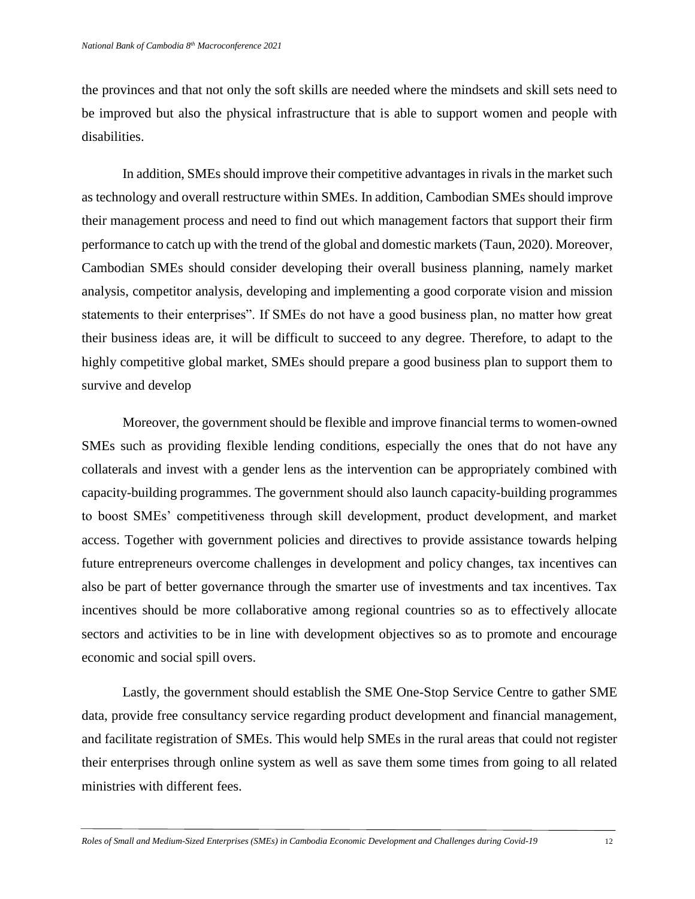the provinces and that not only the soft skills are needed where the mindsets and skill sets need to be improved but also the physical infrastructure that is able to support women and people with disabilities.

In addition, SMEs should improve their competitive advantages in rivals in the market such as technology and overall restructure within SMEs. In addition, Cambodian SMEs should improve their management process and need to find out which management factors that support their firm performance to catch up with the trend of the global and domestic markets (Taun, 2020). Moreover, Cambodian SMEs should consider developing their overall business planning, namely market analysis, competitor analysis, developing and implementing a good corporate vision and mission statements to their enterprises". If SMEs do not have a good business plan, no matter how great their business ideas are, it will be difficult to succeed to any degree. Therefore, to adapt to the highly competitive global market, SMEs should prepare a good business plan to support them to survive and develop

Moreover, the government should be flexible and improve financial terms to women-owned SMEs such as providing flexible lending conditions, especially the ones that do not have any collaterals and invest with a gender lens as the intervention can be appropriately combined with capacity-building programmes. The government should also launch capacity-building programmes to boost SMEs' competitiveness through skill development, product development, and market access. Together with government policies and directives to provide assistance towards helping future entrepreneurs overcome challenges in development and policy changes, tax incentives can also be part of better governance through the smarter use of investments and tax incentives. Tax incentives should be more collaborative among regional countries so as to effectively allocate sectors and activities to be in line with development objectives so as to promote and encourage economic and social spill overs.

Lastly, the government should establish the SME One-Stop Service Centre to gather SME data, provide free consultancy service regarding product development and financial management, and facilitate registration of SMEs. This would help SMEs in the rural areas that could not register their enterprises through online system as well as save them some times from going to all related ministries with different fees.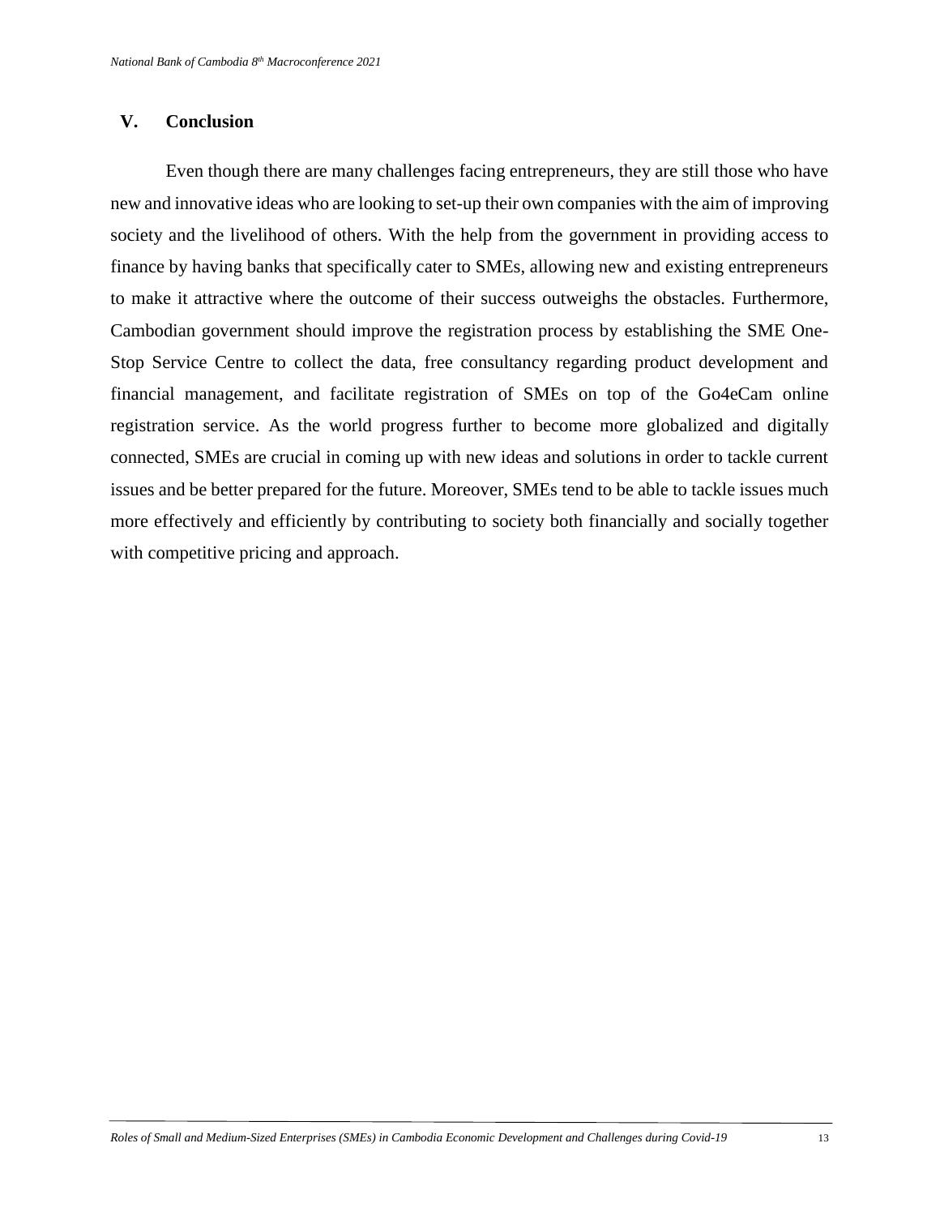## V. Conclusion

Even though there are many challenges facing entrepreneurs, they are still those who have new and innovative ideas who are looking to set-up their own companies with the aim of improving society and the livelihood of others. With the help from the government in providing access to finance by having banks that specifically cater to SMEs, allowing new and existing entrepreneurs to make it attractive where the outcome of their success outweighs the obstacles. Furthermore, Cambodian government should improve the registration process by establishing the SME One-Stop Service Centre to collect the data, free consultancy regarding product development and financial management, and facilitate registration of SMEs on top of the Go4eCam online registration service. As the world progress further to become more globalized and digitally connected, SMEs are crucial in coming up with new ideas and solutions in order to tackle current issues and be better prepared for the future. Moreover, SMEs tend to be able to tackle issues much more effectively and efficiently by contributing to society both financially and socially together with competitive pricing and approach.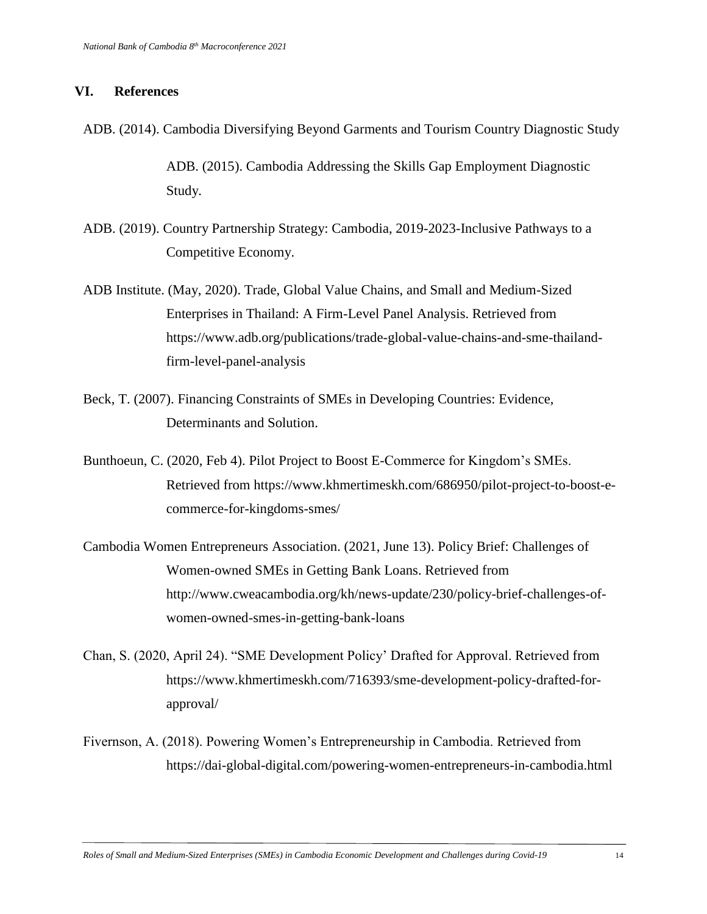## VI. References

ADB. (2014). Cambodia Diversifying Beyond Garments and Tourism Country Diagnostic Study

ADB. (2015). Cambodia Addressing the Skills Gap Employment Diagnostic Study.

ADB. (2019). Country Partnership Strategy: Cambodia, 2019-2023-Inclusive Pathways to a Competitive Economy.

ADB Institute. (May, 2020). Trade, Global Value Chains, and Small and Medium-Sized Enterprises in Thailand: A Firm-Level Panel Analysis. Retrieved from https://www.adb.org/publications/trade-global-value-chains-and-sme-thailand-firm-level-panel-analysis

Beck, T. (2007). Financing Constraints of SMEs in Developing Countries: Evidence, Determinants and Solution.

Bunthoeun, C. (2020, Feb 4). Pilot Project to Boost E-Commerce for Kingdom's SMEs. Retrieved from https://www.khmertimeskh.com/686950/pilot-project-to-boost-e-commerce-for-kingdoms-smes/

Cambodia Women Entrepreneurs Association. (2021, June 13). Policy Brief: Challenges of Women-owned SMEs in Getting Bank Loans. Retrieved from http://www.cweacambodia.org/kh/news-update/230/policy-brief-challenges-of-women-owned-smes-in-getting-bank-loans

Chan, S. (2020, April 24). "SME Development Policy' Drafted for Approval. Retrieved from https://www.khmertimeskh.com/716393/sme-development-policy-drafted-for-approval/

Fivernson, A. (2018). Powering Women's Entrepreneurship in Cambodia. Retrieved from https://dai-global-digital.com/powering-women-entrepreneurs-in-cambodia.html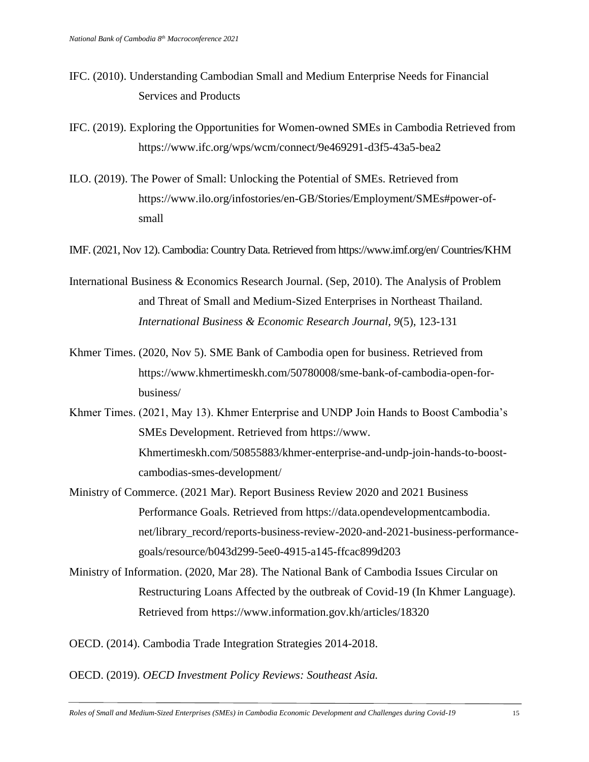IFC. (2010). Understanding Cambodian Small and Medium Enterprise Needs for Financial Services and Products

IFC. (2019). Exploring the Opportunities for Women-owned SMEs in Cambodia Retrieved from https://www.ifc.org/wps/wcm/connect/9e469291-d3f5-43a5-bea2

ILO. (2019). The Power of Small: Unlocking the Potential of SMEs. Retrieved from https://www.ilo.org/infostories/en-GB/Stories/Employment/SMEs#power-of-small

IMF. (2021, Nov 12). Cambodia: Country Data. Retrieved from https://www.imf.org/en/ Countries/KHM

International Business & Economics Research Journal. (Sep, 2010). The Analysis of Problem and Threat of Small and Medium-Sized Enterprises in Northeast Thailand. *International Business & Economic Research Journal, 9*(5), 123-131

Khmer Times. (2020, Nov 5). SME Bank of Cambodia open for business. Retrieved from https://www.khmertimeskh.com/50780008/sme-bank-of-cambodia-open-for-business/

Khmer Times. (2021, May 13). Khmer Enterprise and UNDP Join Hands to Boost Cambodia's SMEs Development. Retrieved from https://www. Khmertimeskh.com/50855883/khmer-enterprise-and-undp-join-hands-to-boost-cambodias-smes-development/

Ministry of Commerce. (2021 Mar). Report Business Review 2020 and 2021 Business Performance Goals. Retrieved from https://data.opendevelopmentcambodia. net/library_record/reports-business-review-2020-and-2021-business-performance-goals/resource/b043d299-5ee0-4915-a145-ffcac899d203

Ministry of Information. (2020, Mar 28). The National Bank of Cambodia Issues Circular on Restructuring Loans Affected by the outbreak of Covid-19 (In Khmer Language). Retrieved from https://www.information.gov.kh/articles/18320

OECD. (2014). Cambodia Trade Integration Strategies 2014-2018.

OECD. (2019). *OECD Investment Policy Reviews: Southeast Asia.*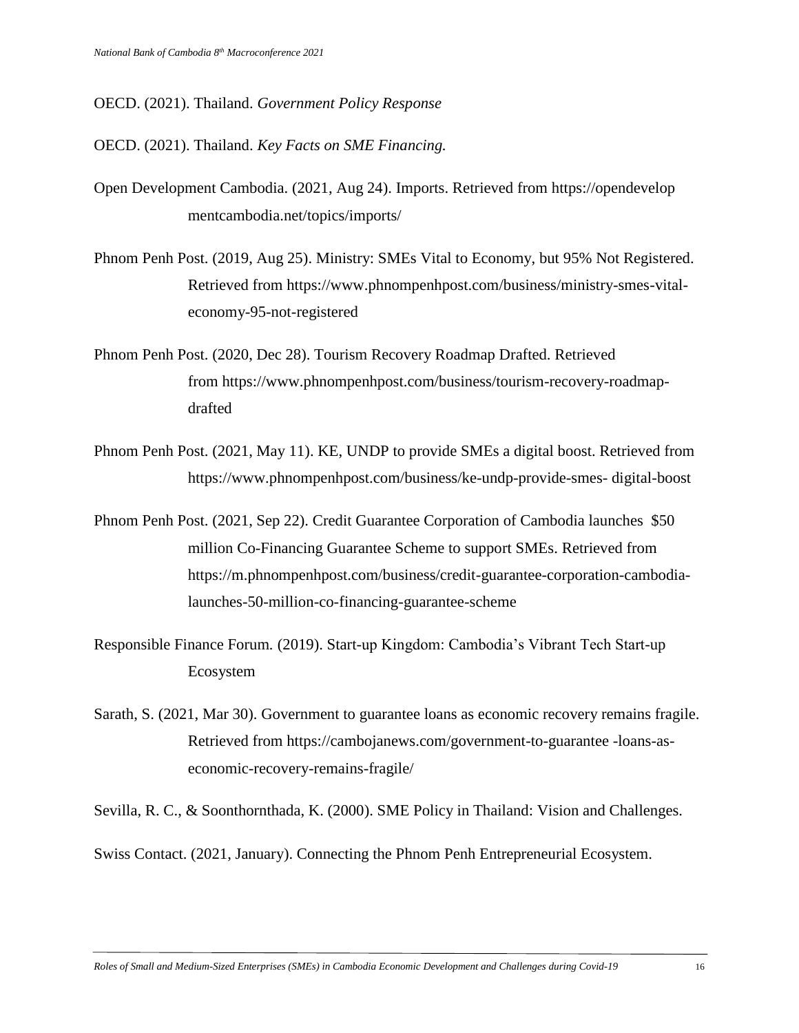OECD. (2021). Thailand. *Government Policy Response*

OECD. (2021). Thailand. *Key Facts on SME Financing.*

Open Development Cambodia. (2021, Aug 24). Imports. Retrieved from https://opendevelopmentcambodia.net/topics/imports/

Phnom Penh Post. (2019, Aug 25). Ministry: SMEs Vital to Economy, but 95% Not Registered. Retrieved from https://www.phnompenhpost.com/business/ministry-smes-vital-economy-95-not-registered

Phnom Penh Post. (2020, Dec 28). Tourism Recovery Roadmap Drafted. Retrieved from https://www.phnompenhpost.com/business/tourism-recovery-roadmap-drafted

Phnom Penh Post. (2021, May 11). KE, UNDP to provide SMEs a digital boost. Retrieved from https://www.phnompenhpost.com/business/ke-undp-provide-smes- digital-boost

Phnom Penh Post. (2021, Sep 22). Credit Guarantee Corporation of Cambodia launches $50 million Co-Financing Guarantee Scheme to support SMEs. Retrieved from https://m.phnompenhpost.com/business/credit-guarantee-corporation-cambodia-launches-50-million-co-financing-guarantee-scheme

Responsible Finance Forum. (2019). Start-up Kingdom: Cambodia's Vibrant Tech Start-up Ecosystem

Sarath, S. (2021, Mar 30). Government to guarantee loans as economic recovery remains fragile. Retrieved from https://cambojanews.com/government-to-guarantee -loans-as-economic-recovery-remains-fragile/

Sevilla, R. C., & Soonthornthada, K. (2000). SME Policy in Thailand: Vision and Challenges.

Swiss Contact. (2021, January). Connecting the Phnom Penh Entrepreneurial Ecosystem.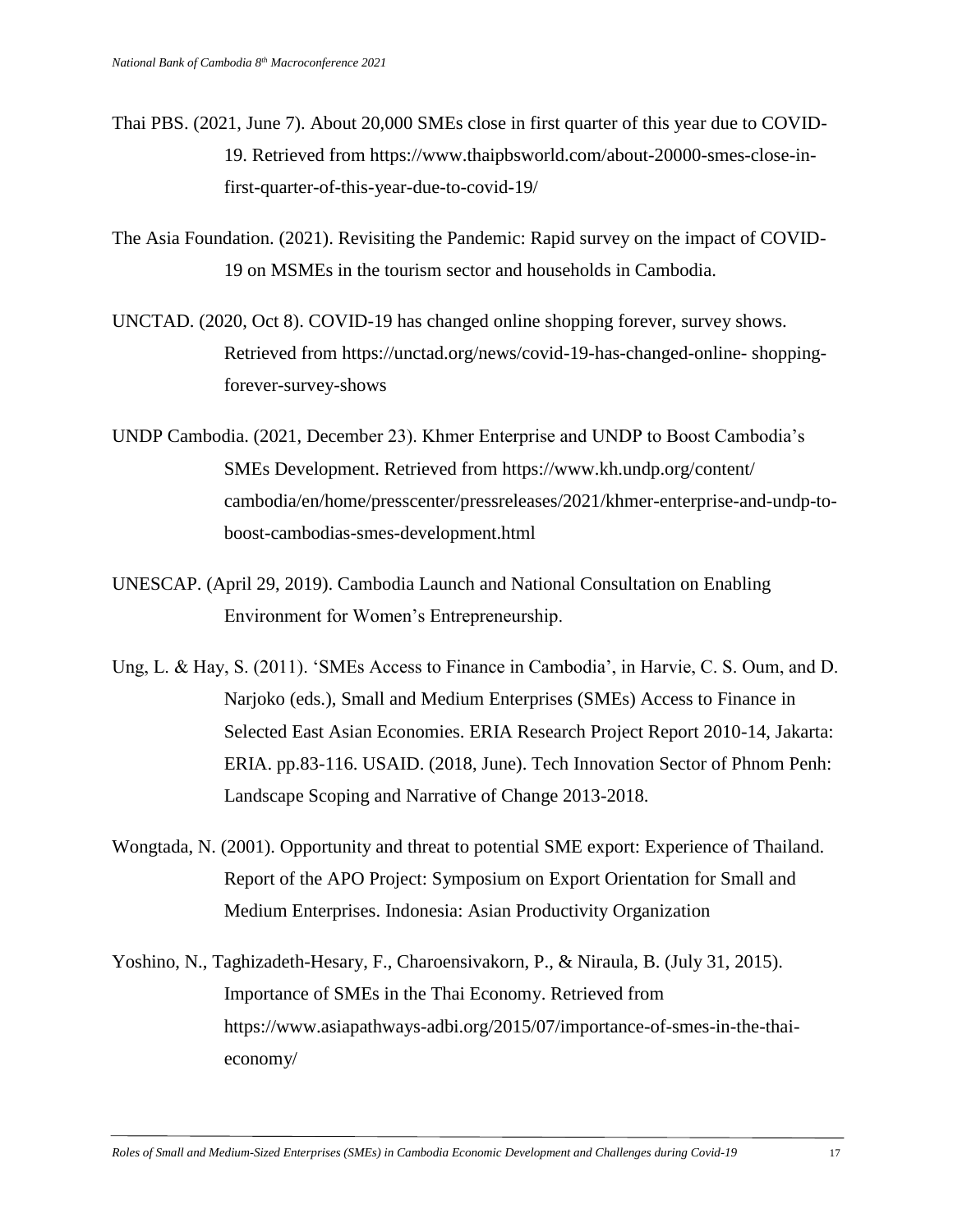Thai PBS. (2021, June 7). About 20,000 SMEs close in first quarter of this year due to COVID-19. Retrieved from https://www.thaipbsworld.com/about-20000-smes-close-in-first-quarter-of-this-year-due-to-covid-19/

The Asia Foundation. (2021). Revisiting the Pandemic: Rapid survey on the impact of COVID-19 on MSMEs in the tourism sector and households in Cambodia.

UNCTAD. (2020, Oct 8). COVID-19 has changed online shopping forever, survey shows. Retrieved from https://unctad.org/news/covid-19-has-changed-online- shopping-forever-survey-shows

UNDP Cambodia. (2021, December 23). Khmer Enterprise and UNDP to Boost Cambodia's SMEs Development. Retrieved from https://www.kh.undp.org/content/ cambodia/en/home/presscenter/pressreleases/2021/khmer-enterprise-and-undp-to-boost-cambodias-smes-development.html

UNESCAP. (April 29, 2019). Cambodia Launch and National Consultation on Enabling Environment for Women's Entrepreneurship.

Ung, L. & Hay, S. (2011). 'SMEs Access to Finance in Cambodia', in Harvie, C. S. Oum, and D. Narjoko (eds.), Small and Medium Enterprises (SMEs) Access to Finance in Selected East Asian Economies. ERIA Research Project Report 2010-14, Jakarta: ERIA. pp.83-116. USAID. (2018, June). Tech Innovation Sector of Phnom Penh: Landscape Scoping and Narrative of Change 2013-2018.

Wongtada, N. (2001). Opportunity and threat to potential SME export: Experience of Thailand. Report of the APO Project: Symposium on Export Orientation for Small and Medium Enterprises. Indonesia: Asian Productivity Organization

Yoshino, N., Taghizadeth-Hesary, F., Charoensivakorn, P., & Niraula, B. (July 31, 2015). Importance of SMEs in the Thai Economy. Retrieved from https://www.asiapathways-adbi.org/2015/07/importance-of-smes-in-the-thai-economy/